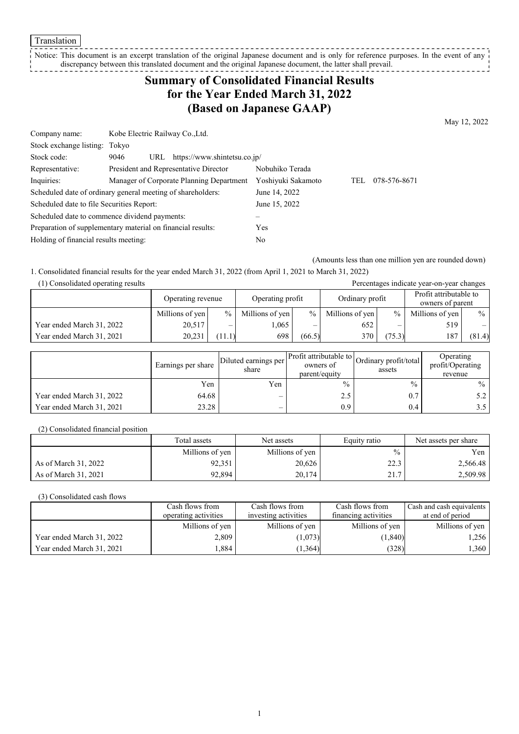Translation

Notice: This document is an excerpt translation of the original Japanese document and is only for reference purposes. In the event of any discrepancy between this translated document and the original Japanese document, the latter shall prevail.

# Summary of Consolidated Financial Results for the Year Ended March 31, 2022 (Based on Japanese GAAP)

May 12, 2022

| | | |
|---|---|---|
| Company name: | Kobe Electric Railway Co.,Ltd. | |
| Stock exchange listing: | Tokyo | |
| Stock code: | 9046 URL https://www.shintetsu.co.jp/ | |
| Representative: | President and Representative Director | Nobuhiko Terada |
| Inquiries: | Manager of Corporate Planning Department | Yoshiyuki Sakamoto TEL 078-576-8671 |

| | |
|---|---|
| Scheduled date of ordinary general meeting of shareholders: | June 14, 2022 |
| Scheduled date to file Securities Report: | June 15, 2022 |
| Scheduled date to commence dividend payments: | – |
| Preparation of supplementary material on financial results: | Yes |
| Holding of financial results meeting: | No |

(Amounts less than one million yen are rounded down)

1. Consolidated financial results for the year ended March 31, 2022 (from April 1, 2021 to March 31, 2022)

(1) Consolidated operating results

Percentages indicate year-on-year changes

| | Operating revenue | | Operating profit | | Ordinary profit | | Profit attributable to owners of parent | |
|---|---|---|---|---|---|---|---|---|
| | Millions of yen | % | Millions of yen | % | Millions of yen | % | Millions of yen | % |
| Year ended March 31, 2022 | 20,517 | – | 1,065 | – | 652 | – | 519 | – |
| Year ended March 31, 2021 | 20,231 | (11.1) | 698 | (66.5) | 370 | (75.3) | 187 | (81.4) |

| | Earnings per share | Diluted earnings per share | Profit attributable to owners of parent/equity | Ordinary profit/total assets | Operating profit/Operating revenue |
|---|---|---|---|---|---|
| | Yen | Yen | % | % | % |
| Year ended March 31, 2022 | 64.68 | – | 2.5 | 0.7 | 5.2 |
| Year ended March 31, 2021 | 23.28 | – | 0.9 | 0.4 | 3.5 |

(2) Consolidated financial position

| | Total assets | Net assets | Equity ratio | Net assets per share |
|---|---|---|---|---|
| | Millions of yen | Millions of yen | % | Yen |
| As of March 31, 2022 | 92,351 | 20,626 | 22.3 | 2,566.48 |
| As of March 31, 2021 | 92,894 | 20,174 | 21.7 | 2,509.98 |

(3) Consolidated cash flows

| | Cash flows from operating activities | Cash flows from investing activities | Cash flows from financing activities | Cash and cash equivalents at end of period |
|---|---|---|---|---|
| | Millions of yen | Millions of yen | Millions of yen | Millions of yen |
| Year ended March 31, 2022 | 2,809 | (1,073) | (1,840) | 1,256 |
| Year ended March 31, 2021 | 1,884 | (1,364) | (328) | 1,360 |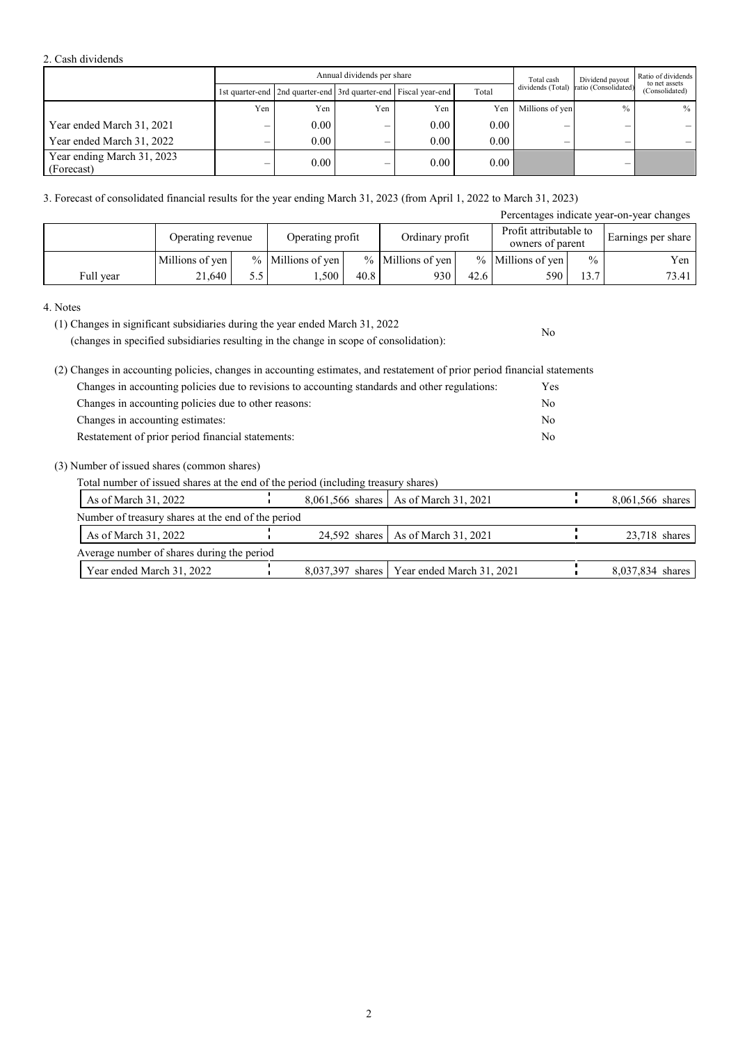## 2. Cash dividends

| | Annual dividends per share | | | | | Total cash dividends (Total) | Dividend payout ratio (Consolidated) | Ratio of dividends to net assets (Consolidated) |
|---|---|---|---|---|---|---|---|---|
| | 1st quarter-end | 2nd quarter-end | 3rd quarter-end | Fiscal year-end | Total | | | |
| | Yen | Yen | Yen | Yen | Yen | Millions of yen | % | % |
| Year ended March 31, 2021 | – | 0.00 | – | 0.00 | 0.00 | – | – | – |
| Year ended March 31, 2022 | – | 0.00 | – | 0.00 | 0.00 | – | – | – |
| Year ending March 31, 2023 (Forecast) | – | 0.00 | – | 0.00 | 0.00 | | – | |

## 3. Forecast of consolidated financial results for the year ending March 31, 2023 (from April 1, 2022 to March 31, 2023)

Percentages indicate year-on-year changes

| | Operating revenue | | Operating profit | | Ordinary profit | | Profit attributable to owners of parent | | Earnings per share |
|---|---|---|---|---|---|---|---|---|---|
| | Millions of yen | % | Millions of yen | % | Millions of yen | % | Millions of yen | % | Yen |
| Full year | 21,640 | 5.5 | 1,500 | 40.8 | 930 | 42.6 | 590 | 13.7 | 73.41 |

## 4. Notes

(1) Changes in significant subsidiaries during the year ended March 31, 2022 (changes in specified subsidiaries resulting in the change in scope of consolidation): No

(2) Changes in accounting policies, changes in accounting estimates, and restatement of prior period financial statements

| | |
|---|---|
| Changes in accounting policies due to revisions to accounting standards and other regulations: | Yes |
| Changes in accounting policies due to other reasons: | No |
| Changes in accounting estimates: | No |
| Restatement of prior period financial statements: | No |

(3) Number of issued shares (common shares)

Total number of issued shares at the end of the period (including treasury shares)

| | | | |
|---|---|---|---|
| As of March 31, 2022 | 8,061,566 shares | As of March 31, 2021 | 8,061,566 shares |

Number of treasury shares at the end of the period

| | | | |
|---|---|---|---|
| As of March 31, 2022 | 24,592 shares | As of March 31, 2021 | 23,718 shares |

Average number of shares during the period

| | | | |
|---|---|---|---|
| Year ended March 31, 2022 | 8,037,397 shares | Year ended March 31, 2021 | 8,037,834 shares |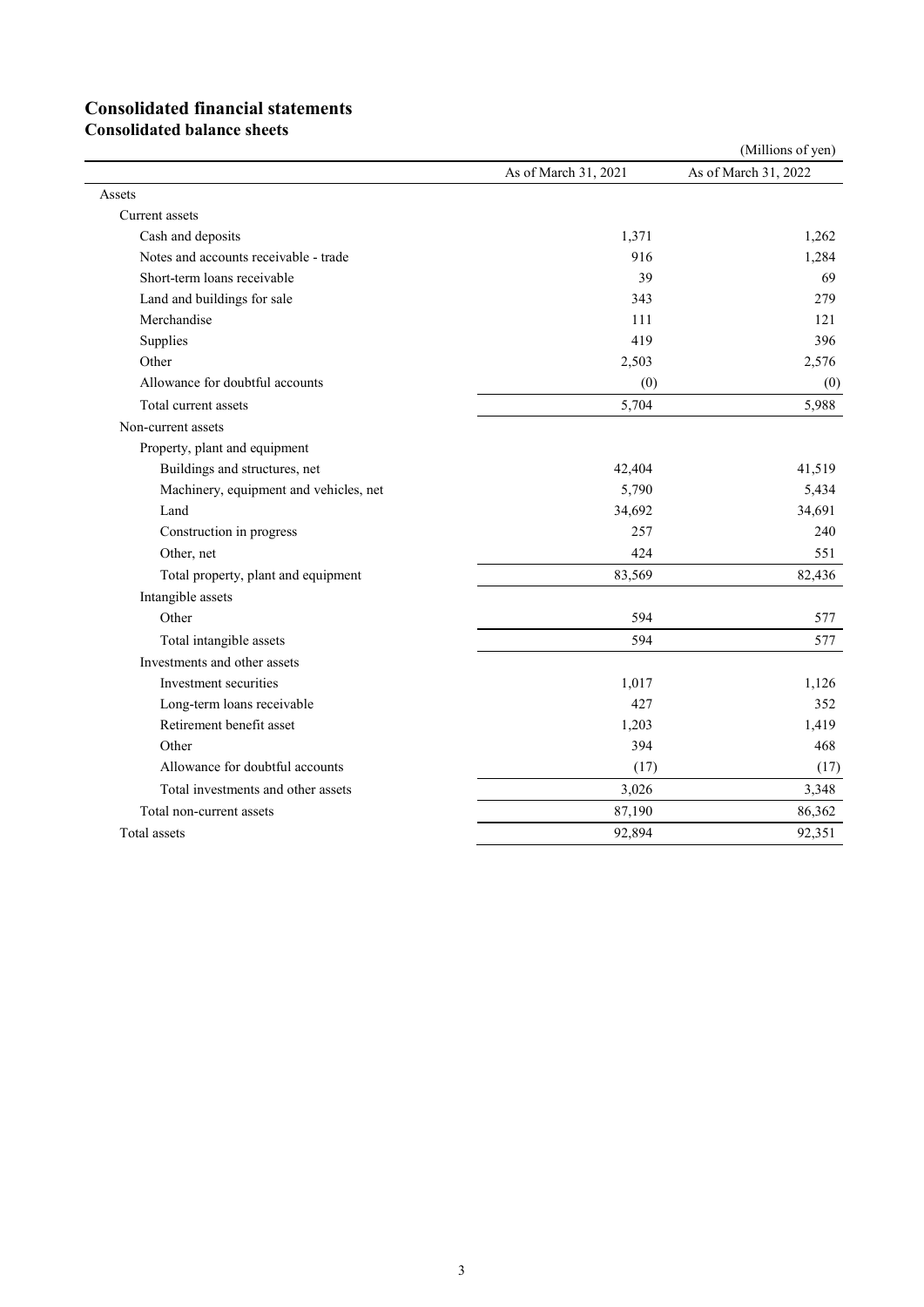# Consolidated financial statements

## Consolidated balance sheets

(Millions of yen)

| | As of March 31, 2021 | As of March 31, 2022 |
|---|---|---|
| Assets | | |
| Current assets | | |
| Cash and deposits | 1,371 | 1,262 |
| Notes and accounts receivable - trade | 916 | 1,284 |
| Short-term loans receivable | 39 | 69 |
| Land and buildings for sale | 343 | 279 |
| Merchandise | 111 | 121 |
| Supplies | 419 | 396 |
| Other | 2,503 | 2,576 |
| Allowance for doubtful accounts | (0) | (0) |
| Total current assets | 5,704 | 5,988 |
| Non-current assets | | |
| Property, plant and equipment | | |
| Buildings and structures, net | 42,404 | 41,519 |
| Machinery, equipment and vehicles, net | 5,790 | 5,434 |
| Land | 34,692 | 34,691 |
| Construction in progress | 257 | 240 |
| Other, net | 424 | 551 |
| Total property, plant and equipment | 83,569 | 82,436 |
| Intangible assets | | |
| Other | 594 | 577 |
| Total intangible assets | 594 | 577 |
| Investments and other assets | | |
| Investment securities | 1,017 | 1,126 |
| Long-term loans receivable | 427 | 352 |
| Retirement benefit asset | 1,203 | 1,419 |
| Other | 394 | 468 |
| Allowance for doubtful accounts | (17) | (17) |
| Total investments and other assets | 3,026 | 3,348 |
| Total non-current assets | 87,190 | 86,362 |
| Total assets | 92,894 | 92,351 |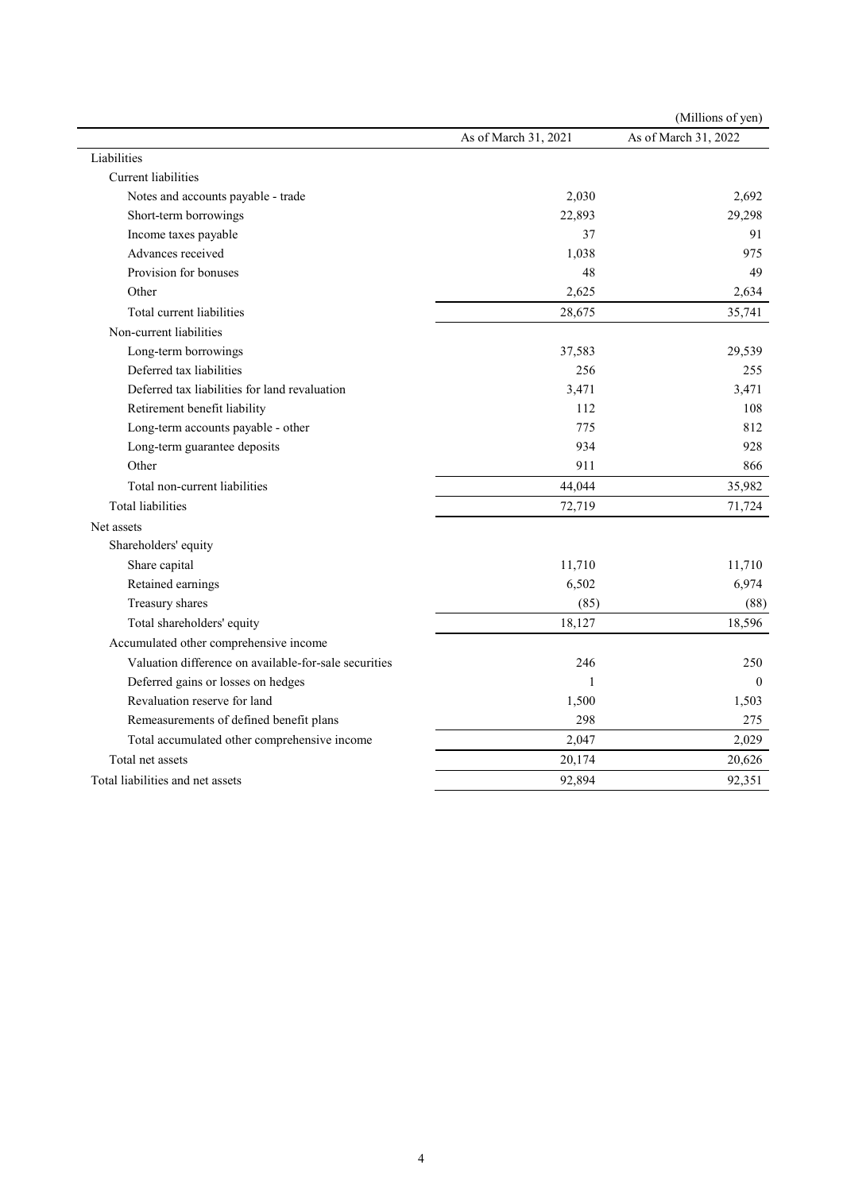(Millions of yen)

| | As of March 31, 2021 | As of March 31, 2022 |
|---|---|---|
| Liabilities | | |
| Current liabilities | | |
| Notes and accounts payable - trade | 2,030 | 2,692 |
| Short-term borrowings | 22,893 | 29,298 |
| Income taxes payable | 37 | 91 |
| Advances received | 1,038 | 975 |
| Provision for bonuses | 48 | 49 |
| Other | 2,625 | 2,634 |
| Total current liabilities | 28,675 | 35,741 |
| Non-current liabilities | | |
| Long-term borrowings | 37,583 | 29,539 |
| Deferred tax liabilities | 256 | 255 |
| Deferred tax liabilities for land revaluation | 3,471 | 3,471 |
| Retirement benefit liability | 112 | 108 |
| Long-term accounts payable - other | 775 | 812 |
| Long-term guarantee deposits | 934 | 928 |
| Other | 911 | 866 |
| Total non-current liabilities | 44,044 | 35,982 |
| Total liabilities | 72,719 | 71,724 |
| Net assets | | |
| Shareholders' equity | | |
| Share capital | 11,710 | 11,710 |
| Retained earnings | 6,502 | 6,974 |
| Treasury shares | (85) | (88) |
| Total shareholders' equity | 18,127 | 18,596 |
| Accumulated other comprehensive income | | |
| Valuation difference on available-for-sale securities | 246 | 250 |
| Deferred gains or losses on hedges | 1 | 0 |
| Revaluation reserve for land | 1,500 | 1,503 |
| Remeasurements of defined benefit plans | 298 | 275 |
| Total accumulated other comprehensive income | 2,047 | 2,029 |
| Total net assets | 20,174 | 20,626 |
| Total liabilities and net assets | 92,894 | 92,351 |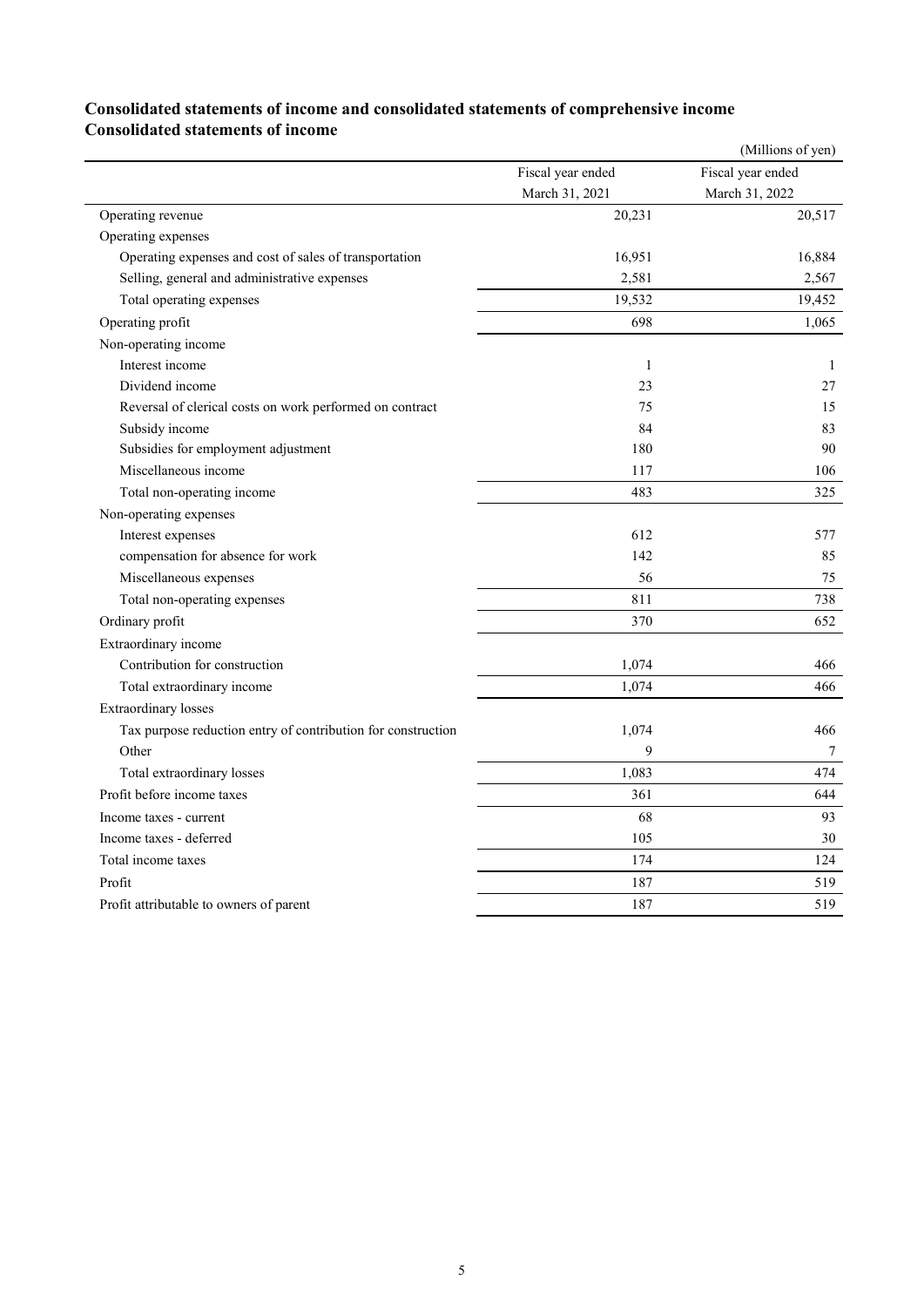## Consolidated statements of income and consolidated statements of comprehensive income

### Consolidated statements of income

(Millions of yen)

| | Fiscal year ended March 31, 2021 | Fiscal year ended March 31, 2022 |
|---|---|---|
| Operating revenue | 20,231 | 20,517 |
| Operating expenses | | |
| Operating expenses and cost of sales of transportation | 16,951 | 16,884 |
| Selling, general and administrative expenses | 2,581 | 2,567 |
| Total operating expenses | 19,532 | 19,452 |
| Operating profit | 698 | 1,065 |
| Non-operating income | | |
| Interest income | 1 | 1 |
| Dividend income | 23 | 27 |
| Reversal of clerical costs on work performed on contract | 75 | 15 |
| Subsidy income | 84 | 83 |
| Subsidies for employment adjustment | 180 | 90 |
| Miscellaneous income | 117 | 106 |
| Total non-operating income | 483 | 325 |
| Non-operating expenses | | |
| Interest expenses | 612 | 577 |
| compensation for absence for work | 142 | 85 |
| Miscellaneous expenses | 56 | 75 |
| Total non-operating expenses | 811 | 738 |
| Ordinary profit | 370 | 652 |
| Extraordinary income | | |
| Contribution for construction | 1,074 | 466 |
| Total extraordinary income | 1,074 | 466 |
| Extraordinary losses | | |
| Tax purpose reduction entry of contribution for construction | 1,074 | 466 |
| Other | 9 | 7 |
| Total extraordinary losses | 1,083 | 474 |
| Profit before income taxes | 361 | 644 |
| Income taxes - current | 68 | 93 |
| Income taxes - deferred | 105 | 30 |
| Total income taxes | 174 | 124 |
| Profit | 187 | 519 |
| Profit attributable to owners of parent | 187 | 519 |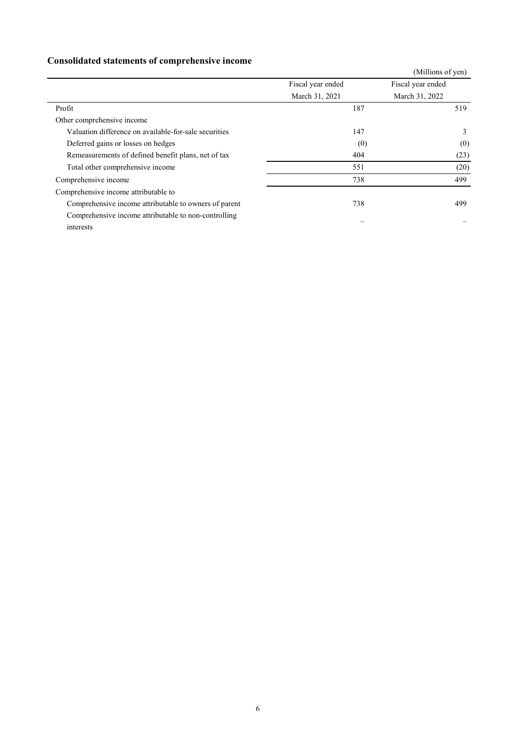## Consolidated statements of comprehensive income

(Millions of yen)

| | Fiscal year ended March 31, 2021 | Fiscal year ended March 31, 2022 |
|---|---|---|
| Profit | 187 | 519 |
| Other comprehensive income | | |
| Valuation difference on available-for-sale securities | 147 | 3 |
| Deferred gains or losses on hedges | (0) | (0) |
| Remeasurements of defined benefit plans, net of tax | 404 | (23) |
| Total other comprehensive income | 551 | (20) |
| Comprehensive income | 738 | 499 |
| Comprehensive income attributable to | | |
| Comprehensive income attributable to owners of parent | 738 | 499 |
| Comprehensive income attributable to non-controlling interests | – | – |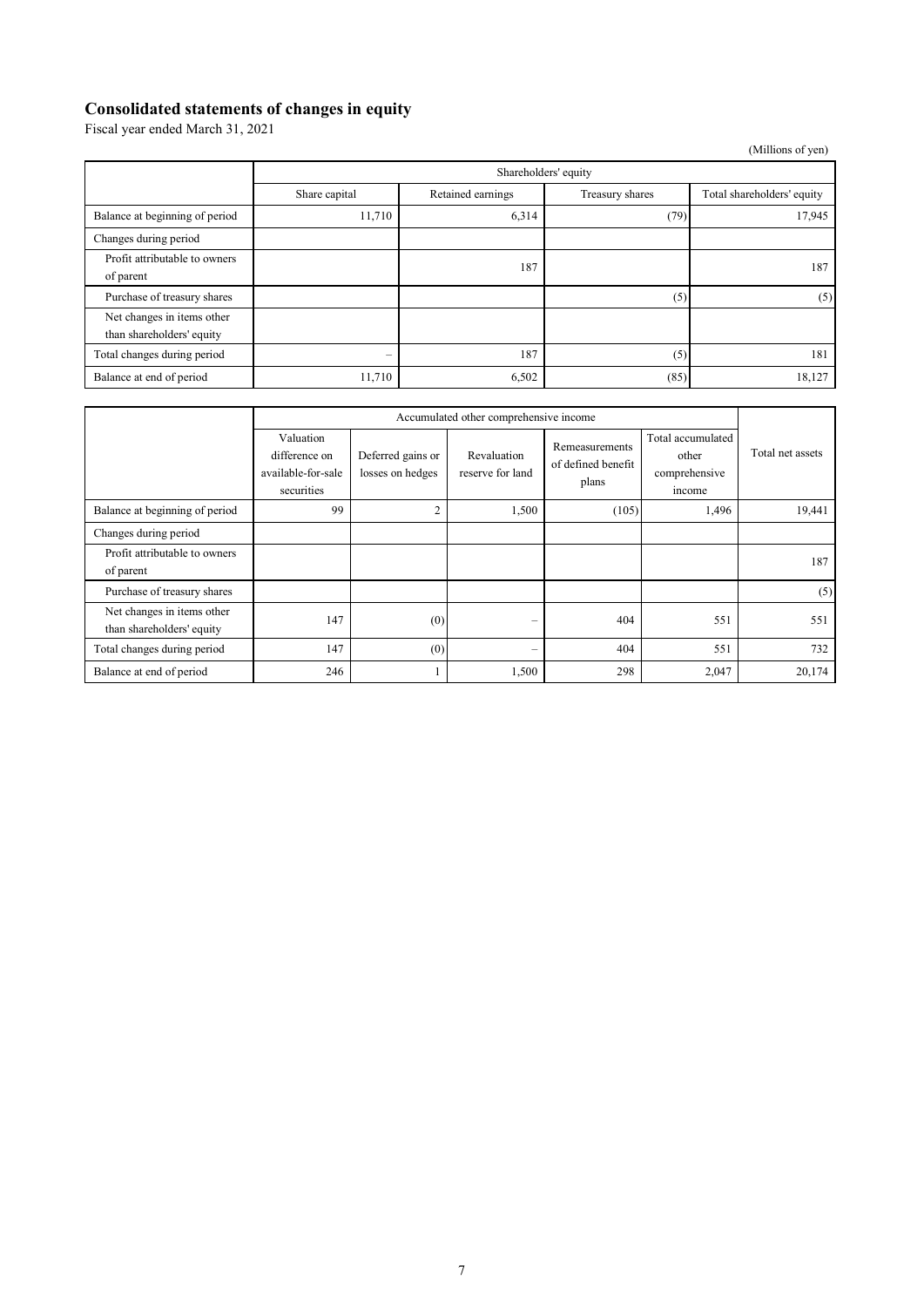## Consolidated statements of changes in equity

Fiscal year ended March 31, 2021

(Millions of yen)

| | Shareholders' equity | | | |
|---|---|---|---|---|
| | Share capital | Retained earnings | Treasury shares | Total shareholders' equity |
| Balance at beginning of period | 11,710 | 6,314 | (79) | 17,945 |
| Changes during period | | | | |
| Profit attributable to owners of parent | | 187 | | 187 |
| Purchase of treasury shares | | | (5) | (5) |
| Net changes in items other than shareholders' equity | | | | |
| Total changes during period | – | 187 | (5) | 181 |
| Balance at end of period | 11,710 | 6,502 | (85) | 18,127 |

| | Accumulated other comprehensive income | | | | | Total net assets |
|---|---|---|---|---|---|---|
| | Valuation difference on available-for-sale securities | Deferred gains or losses on hedges | Revaluation reserve for land | Remeasurements of defined benefit plans | Total accumulated other comprehensive income | |
| Balance at beginning of period | 99 | 2 | 1,500 | (105) | 1,496 | 19,441 |
| Changes during period | | | | | | |
| Profit attributable to owners of parent | | | | | | 187 |
| Purchase of treasury shares | | | | | | (5) |
| Net changes in items other than shareholders' equity | 147 | (0) | – | 404 | 551 | 551 |
| Total changes during period | 147 | (0) | – | 404 | 551 | 732 |
| Balance at end of period | 246 | 1 | 1,500 | 298 | 2,047 | 20,174 |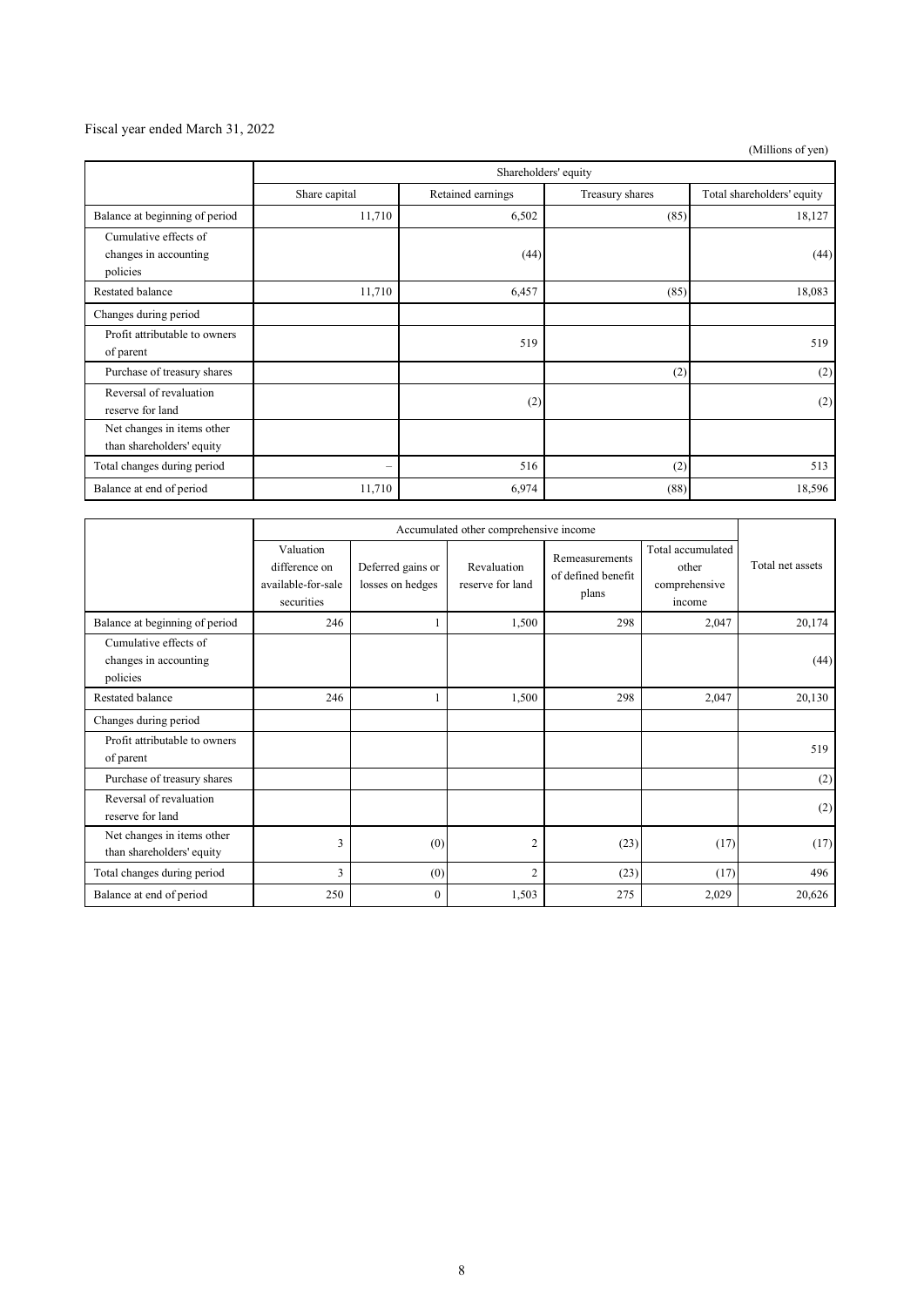Fiscal year ended March 31, 2022

(Millions of yen)

| | Shareholders' equity | | | |
|---|---|---|---|---|
| | Share capital | Retained earnings | Treasury shares | Total shareholders' equity |
| Balance at beginning of period | 11,710 | 6,502 | (85) | 18,127 |
| Cumulative effects of changes in accounting policies | | (44) | | (44) |
| Restated balance | 11,710 | 6,457 | (85) | 18,083 |
| Changes during period | | | | |
| Profit attributable to owners of parent | | 519 | | 519 |
| Purchase of treasury shares | | | (2) | (2) |
| Reversal of revaluation reserve for land | | (2) | | (2) |
| Net changes in items other than shareholders' equity | | | | |
| Total changes during period | – | 516 | (2) | 513 |
| Balance at end of period | 11,710 | 6,974 | (88) | 18,596 |

| | Accumulated other comprehensive income | | | | | Total net assets |
|---|---|---|---|---|---|---|
| | Valuation difference on available-for-sale securities | Deferred gains or losses on hedges | Revaluation reserve for land | Remeasurements of defined benefit plans | Total accumulated other comprehensive income | |
| Balance at beginning of period | 246 | 1 | 1,500 | 298 | 2,047 | 20,174 |
| Cumulative effects of changes in accounting policies | | | | | | (44) |
| Restated balance | 246 | 1 | 1,500 | 298 | 2,047 | 20,130 |
| Changes during period | | | | | | |
| Profit attributable to owners of parent | | | | | | 519 |
| Purchase of treasury shares | | | | | | (2) |
| Reversal of revaluation reserve for land | | | | | | (2) |
| Net changes in items other than shareholders' equity | 3 | (0) | 2 | (23) | (17) | (17) |
| Total changes during period | 3 | (0) | 2 | (23) | (17) | 496 |
| Balance at end of period | 250 | 0 | 1,503 | 275 | 2,029 | 20,626 |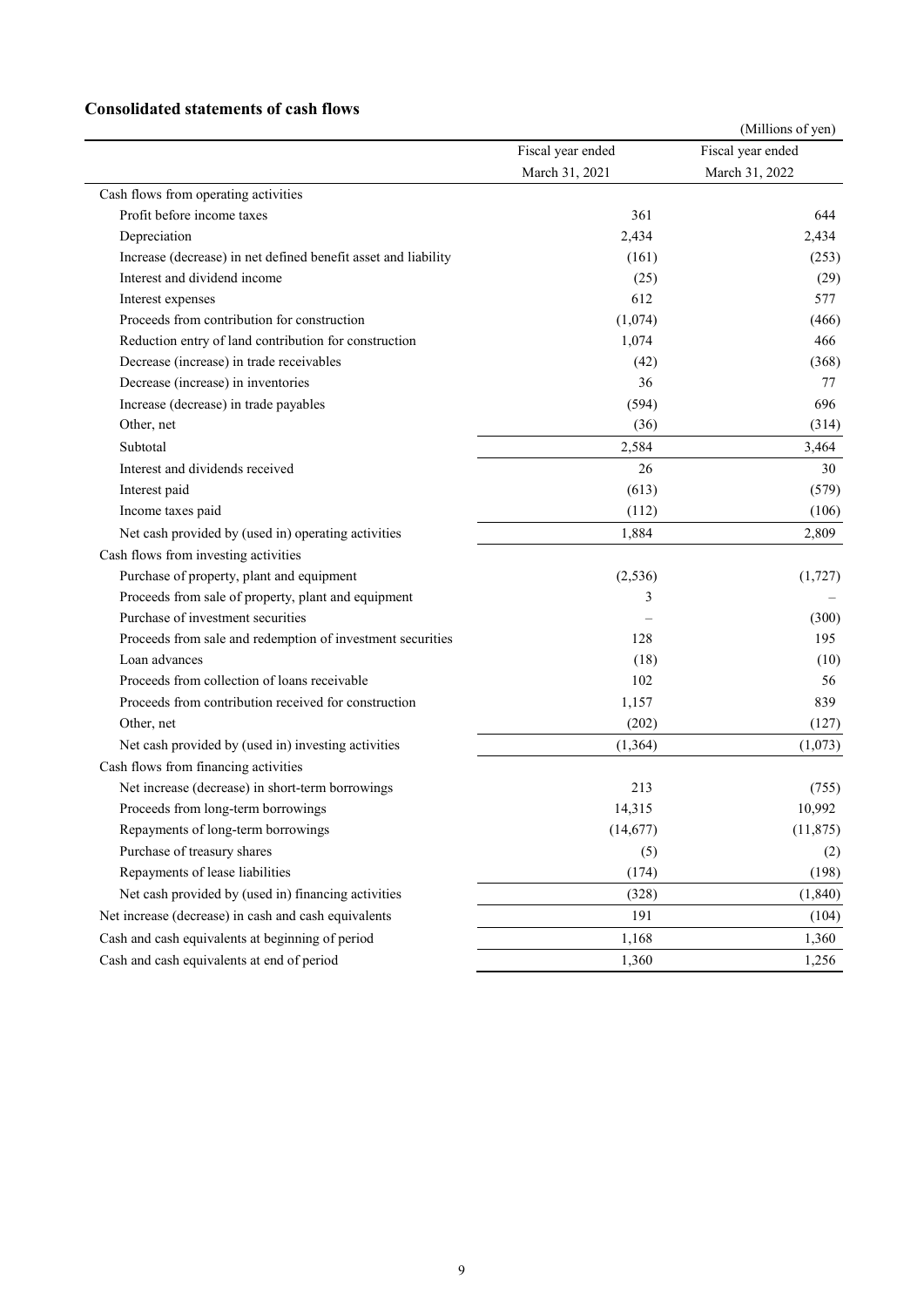## Consolidated statements of cash flows

(Millions of yen)

| | Fiscal year ended March 31, 2021 | Fiscal year ended March 31, 2022 |
|---|---|---|
| Cash flows from operating activities | | |
| Profit before income taxes | 361 | 644 |
| Depreciation | 2,434 | 2,434 |
| Increase (decrease) in net defined benefit asset and liability | (161) | (253) |
| Interest and dividend income | (25) | (29) |
| Interest expenses | 612 | 577 |
| Proceeds from contribution for construction | (1,074) | (466) |
| Reduction entry of land contribution for construction | 1,074 | 466 |
| Decrease (increase) in trade receivables | (42) | (368) |
| Decrease (increase) in inventories | 36 | 77 |
| Increase (decrease) in trade payables | (594) | 696 |
| Other, net | (36) | (314) |
| Subtotal | 2,584 | 3,464 |
| Interest and dividends received | 26 | 30 |
| Interest paid | (613) | (579) |
| Income taxes paid | (112) | (106) |
| Net cash provided by (used in) operating activities | 1,884 | 2,809 |
| Cash flows from investing activities | | |
| Purchase of property, plant and equipment | (2,536) | (1,727) |
| Proceeds from sale of property, plant and equipment | 3 | – |
| Purchase of investment securities | – | (300) |
| Proceeds from sale and redemption of investment securities | 128 | 195 |
| Loan advances | (18) | (10) |
| Proceeds from collection of loans receivable | 102 | 56 |
| Proceeds from contribution received for construction | 1,157 | 839 |
| Other, net | (202) | (127) |
| Net cash provided by (used in) investing activities | (1,364) | (1,073) |
| Cash flows from financing activities | | |
| Net increase (decrease) in short-term borrowings | 213 | (755) |
| Proceeds from long-term borrowings | 14,315 | 10,992 |
| Repayments of long-term borrowings | (14,677) | (11,875) |
| Purchase of treasury shares | (5) | (2) |
| Repayments of lease liabilities | (174) | (198) |
| Net cash provided by (used in) financing activities | (328) | (1,840) |
| Net increase (decrease) in cash and cash equivalents | 191 | (104) |
| Cash and cash equivalents at beginning of period | 1,168 | 1,360 |
| Cash and cash equivalents at end of period | 1,360 | 1,256 |